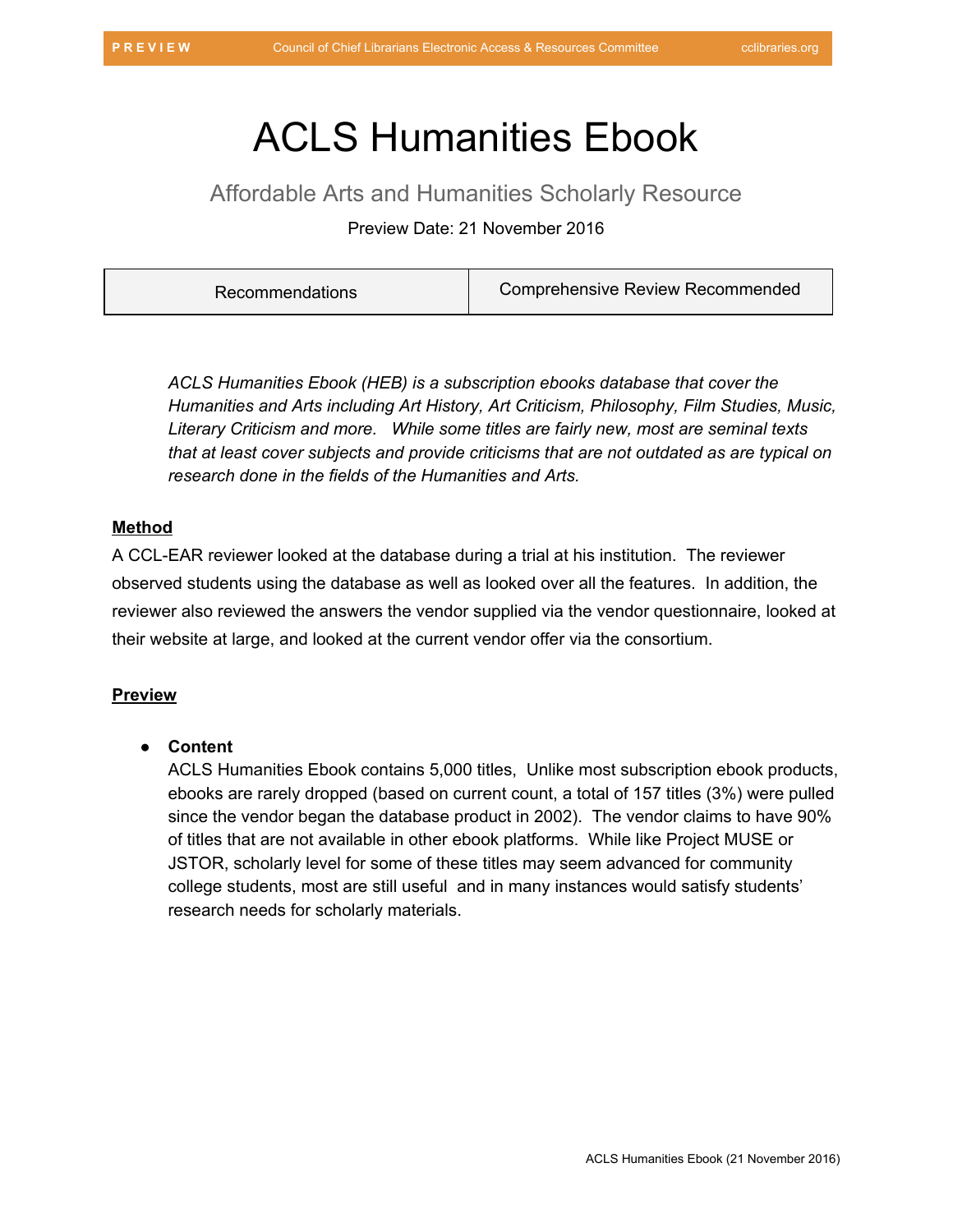# ACLS Humanities Ebook

## Affordable Arts and Humanities Scholarly Resource

Preview Date: 21 November 2016

| Recommendations | Comprehensive Review Recommended |
|---|---|

*ACLS Humanities Ebook (HEB) is a subscription ebooks database that cover the Humanities and Arts including Art History, Art Criticism, Philosophy, Film Studies, Music, Literary Criticism and more. While some titles are fairly new, most are seminal texts that at least cover subjects and provide criticisms that are not outdated as are typical on research done in the fields of the Humanities and Arts.*

**Method**

A CCL-EAR reviewer looked at the database during a trial at his institution. The reviewer observed students using the database as well as looked over all the features. In addition, the reviewer also reviewed the answers the vendor supplied via the vendor questionnaire, looked at their website at large, and looked at the current vendor offer via the consortium.

**Preview**

- **Content**
  ACLS Humanities Ebook contains 5,000 titles, Unlike most subscription ebook products, ebooks are rarely dropped (based on current count, a total of 157 titles (3%) were pulled since the vendor began the database product in 2002). The vendor claims to have 90% of titles that are not available in other ebook platforms. While like Project MUSE or JSTOR, scholarly level for some of these titles may seem advanced for community college students, most are still useful and in many instances would satisfy students' research needs for scholarly materials.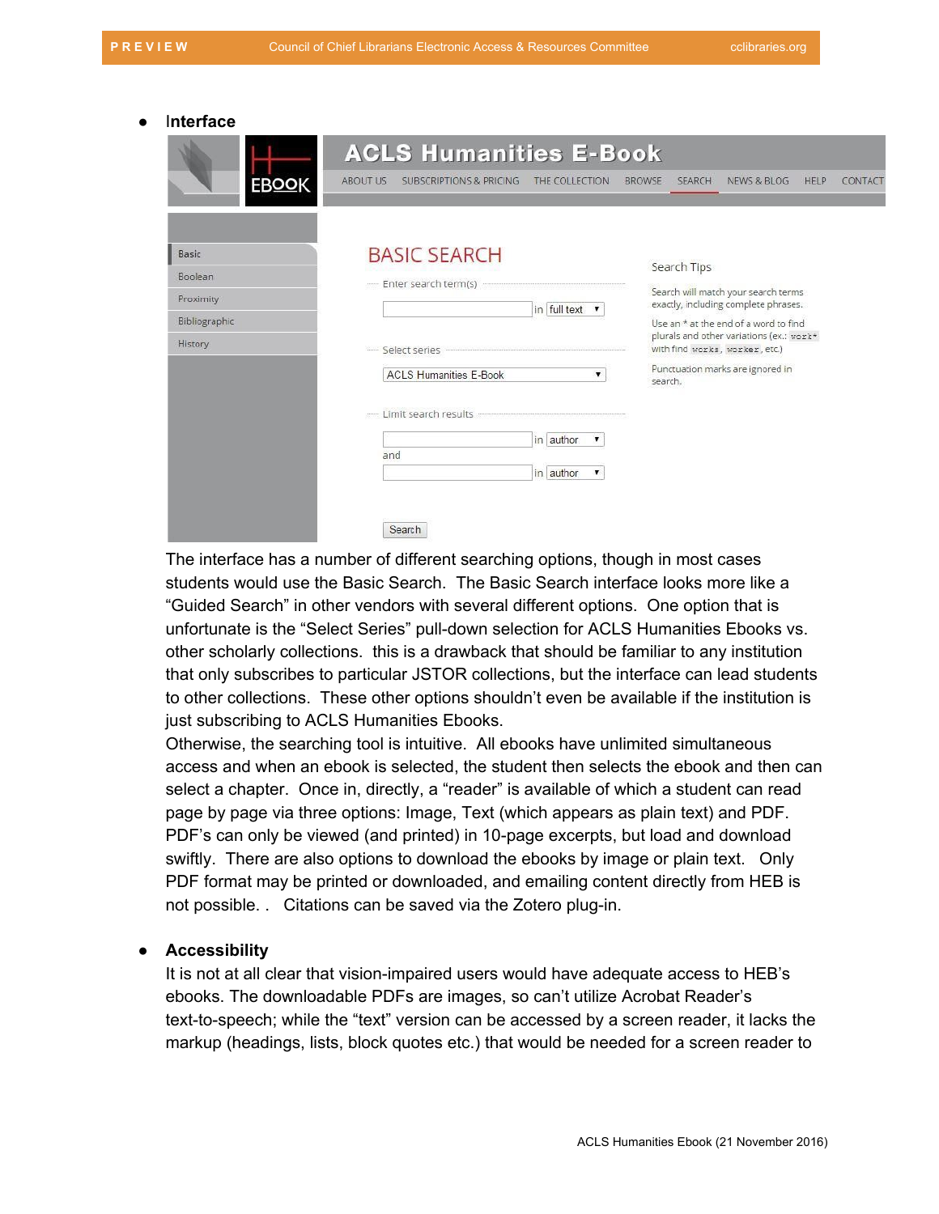- **Interface**

The interface has a number of different searching options, though in most cases students would use the Basic Search. The Basic Search interface looks more like a "Guided Search" in other vendors with several different options. One option that is unfortunate is the "Select Series" pull-down selection for ACLS Humanities Ebooks vs. other scholarly collections. this is a drawback that should be familiar to any institution that only subscribes to particular JSTOR collections, but the interface can lead students to other collections. These other options shouldn't even be available if the institution is just subscribing to ACLS Humanities Ebooks.

Otherwise, the searching tool is intuitive. All ebooks have unlimited simultaneous access and when an ebook is selected, the student then selects the ebook and then can select a chapter. Once in, directly, a "reader" is available of which a student can read page by page via three options: Image, Text (which appears as plain text) and PDF. PDF's can only be viewed (and printed) in 10-page excerpts, but load and download swiftly. There are also options to download the ebooks by image or plain text. Only PDF format may be printed or downloaded, and emailing content directly from HEB is not possible. . Citations can be saved via the Zotero plug-in.

- **Accessibility**

It is not at all clear that vision-impaired users would have adequate access to HEB's ebooks. The downloadable PDFs are images, so can't utilize Acrobat Reader's text-to-speech; while the "text" version can be accessed by a screen reader, it lacks the markup (headings, lists, block quotes etc.) that would be needed for a screen reader to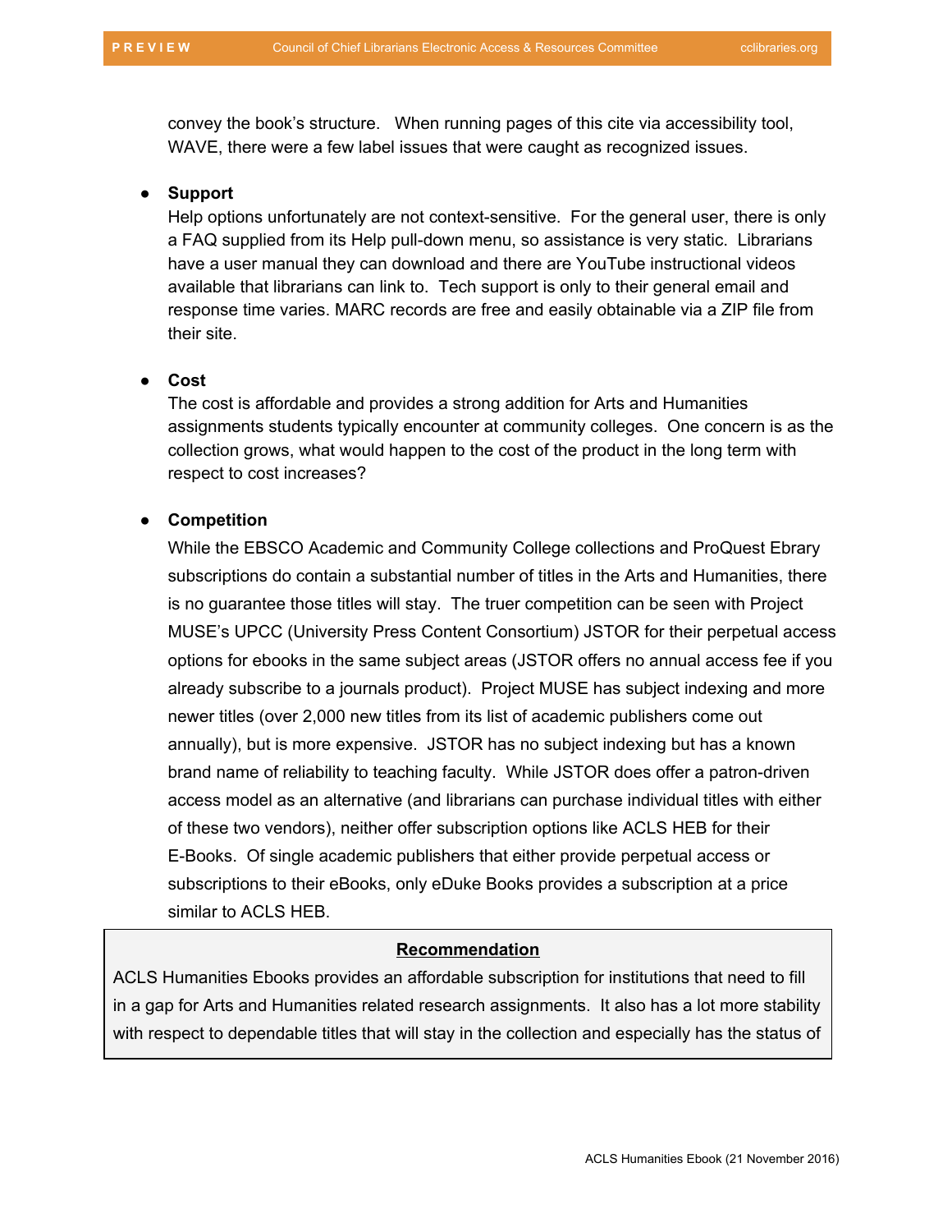convey the book's structure. When running pages of this cite via accessibility tool, WAVE, there were a few label issues that were caught as recognized issues.

- **Support**
  Help options unfortunately are not context-sensitive. For the general user, there is only a FAQ supplied from its Help pull-down menu, so assistance is very static. Librarians have a user manual they can download and there are YouTube instructional videos available that librarians can link to. Tech support is only to their general email and response time varies. MARC records are free and easily obtainable via a ZIP file from their site.

- **Cost**
  The cost is affordable and provides a strong addition for Arts and Humanities assignments students typically encounter at community colleges. One concern is as the collection grows, what would happen to the cost of the product in the long term with respect to cost increases?

- **Competition**
  While the EBSCO Academic and Community College collections and ProQuest Ebrary subscriptions do contain a substantial number of titles in the Arts and Humanities, there is no guarantee those titles will stay. The truer competition can be seen with Project MUSE's UPCC (University Press Content Consortium) JSTOR for their perpetual access options for ebooks in the same subject areas (JSTOR offers no annual access fee if you already subscribe to a journals product). Project MUSE has subject indexing and more newer titles (over 2,000 new titles from its list of academic publishers come out annually), but is more expensive. JSTOR has no subject indexing but has a known brand name of reliability to teaching faculty. While JSTOR does offer a patron-driven access model as an alternative (and librarians can purchase individual titles with either of these two vendors), neither offer subscription options like ACLS HEB for their E-Books. Of single academic publishers that either provide perpetual access or subscriptions to their eBooks, only eDuke Books provides a subscription at a price similar to ACLS HEB.

**Recommendation**

ACLS Humanities Ebooks provides an affordable subscription for institutions that need to fill in a gap for Arts and Humanities related research assignments. It also has a lot more stability with respect to dependable titles that will stay in the collection and especially has the status of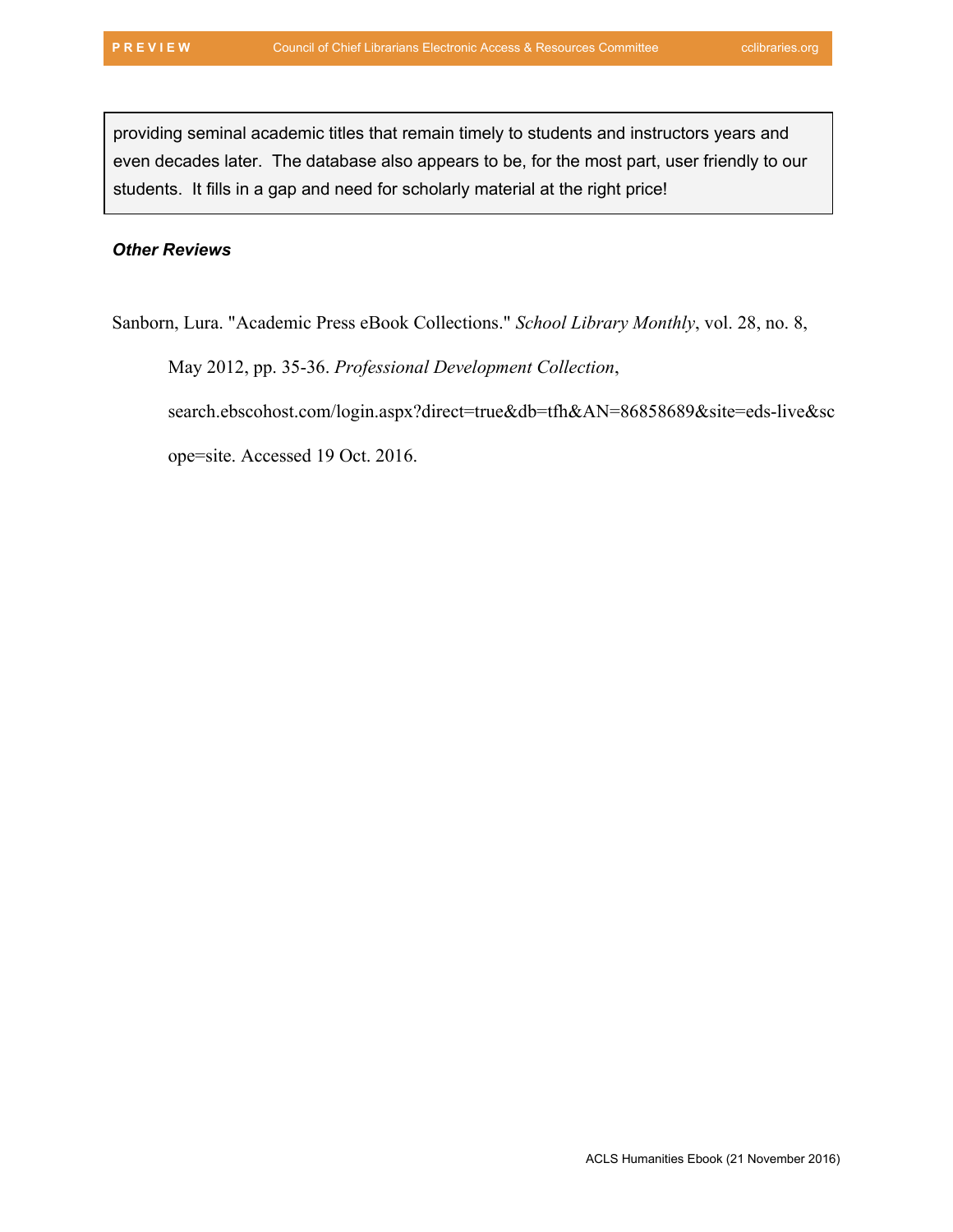providing seminal academic titles that remain timely to students and instructors years and even decades later.  The database also appears to be, for the most part, user friendly to our students.  It fills in a gap and need for scholarly material at the right price!

***Other Reviews***

Sanborn, Lura. "Academic Press eBook Collections." *School Library Monthly*, vol. 28, no. 8, May 2012, pp. 35-36. *Professional Development Collection*, search.ebscohost.com/login.aspx?direct=true&db=tfh&AN=86858689&site=eds-live&scope=site. Accessed 19 Oct. 2016.